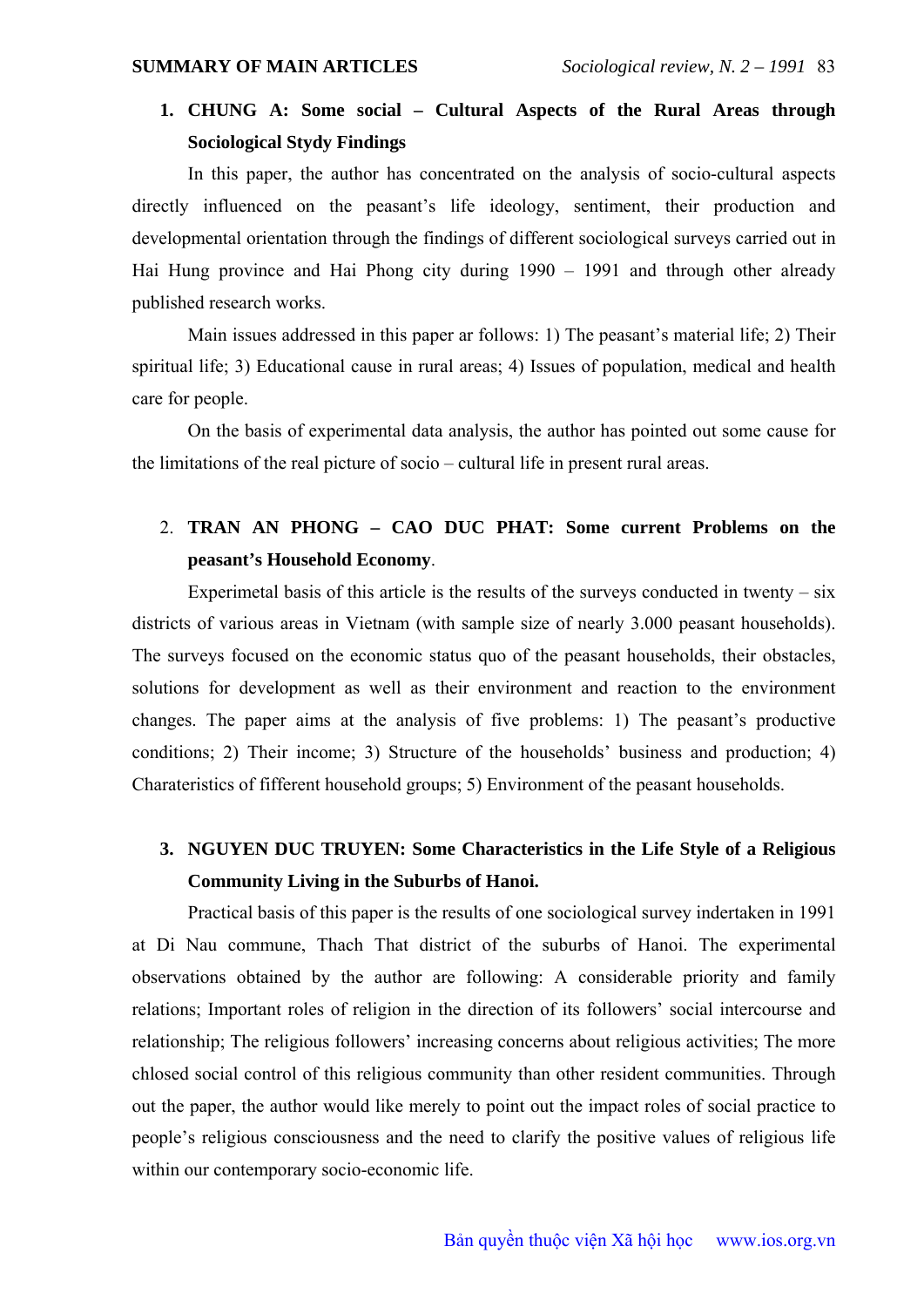**SUMMARY OF MAIN ARTICLES**

1. **CHUNG A: Some social – Cultural Aspects of the Rural Areas through Sociological Stydy Findings**

In this paper, the author has concentrated on the analysis of socio-cultural aspects directly influenced on the peasant's life ideology, sentiment, their production and developmental orientation through the findings of different sociological surveys carried out in Hai Hung province and Hai Phong city during 1990 – 1991 and through other already published research works.

Main issues addressed in this paper ar follows: 1) The peasant's material life; 2) Their spiritual life; 3) Educational cause in rural areas; 4) Issues of population, medical and health care for people.

On the basis of experimental data analysis, the author has pointed out some cause for the limitations of the real picture of socio – cultural life in present rural areas.

2. **TRAN AN PHONG – CAO DUC PHAT: Some current Problems on the peasant's Household Economy**.

Experimetal basis of this article is the results of the surveys conducted in twenty – six districts of various areas in Vietnam (with sample size of nearly 3.000 peasant households). The surveys focused on the economic status quo of the peasant households, their obstacles, solutions for development as well as their environment and reaction to the environment changes. The paper aims at the analysis of five problems: 1) The peasant's productive conditions; 2) Their income; 3) Structure of the households' business and production; 4) Charateristics of fifferent household groups; 5) Environment of the peasant households.

3. **NGUYEN DUC TRUYEN: Some Characteristics in the Life Style of a Religious Community Living in the Suburbs of Hanoi.**

Practical basis of this paper is the results of one sociological survey indertaken in 1991 at Di Nau commune, Thach That district of the suburbs of Hanoi. The experimental observations obtained by the author are following: A considerable priority and family relations; Important roles of religion in the direction of its followers' social intercourse and relationship; The religious followers' increasing concerns about religious activities; The more chlosed social control of this religious community than other resident communities. Through out the paper, the author would like merely to point out the impact roles of social practice to people's religious consciousness and the need to clarify the positive values of religious life within our contemporary socio-economic life.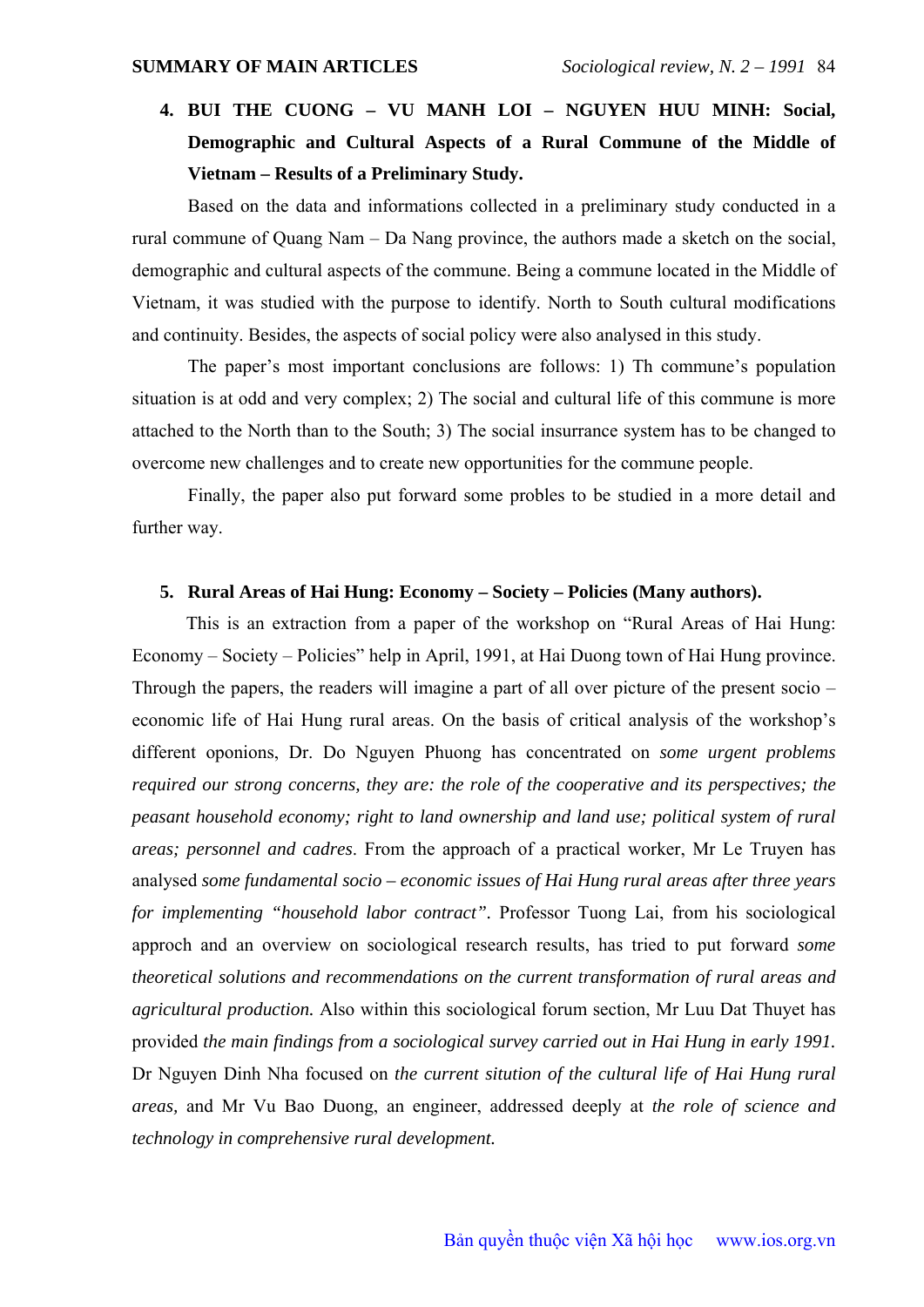**4. BUI THE CUONG – VU MANH LOI – NGUYEN HUU MINH: Social, Demographic and Cultural Aspects of a Rural Commune of the Middle of Vietnam – Results of a Preliminary Study.**

Based on the data and informations collected in a preliminary study conducted in a rural commune of Quang Nam – Da Nang province, the authors made a sketch on the social, demographic and cultural aspects of the commune. Being a commune located in the Middle of Vietnam, it was studied with the purpose to identify. North to South cultural modifications and continuity. Besides, the aspects of social policy were also analysed in this study.

The paper's most important conclusions are follows: 1) Th commune's population situation is at odd and very complex; 2) The social and cultural life of this commune is more attached to the North than to the South; 3) The social insurrance system has to be changed to overcome new challenges and to create new opportunities for the commune people.

Finally, the paper also put forward some probles to be studied in a more detail and further way.

**5. Rural Areas of Hai Hung: Economy – Society – Policies (Many authors).**

This is an extraction from a paper of the workshop on "Rural Areas of Hai Hung: Economy – Society – Policies" help in April, 1991, at Hai Duong town of Hai Hung province. Through the papers, the readers will imagine a part of all over picture of the present socio – economic life of Hai Hung rural areas. On the basis of critical analysis of the workshop's different oponions, Dr. Do Nguyen Phuong has concentrated on *some urgent problems required our strong concerns, they are: the role of the cooperative and its perspectives; the peasant household economy; right to land ownership and land use; political system of rural areas; personnel and cadres*. From the approach of a practical worker, Mr Le Truyen has analysed *some fundamental socio – economic issues of Hai Hung rural areas after three years for implementing "household labor contract"*. Professor Tuong Lai, from his sociological approch and an overview on sociological research results, has tried to put forward *some theoretical solutions and recommendations on the current transformation of rural areas and agricultural production.* Also within this sociological forum section, Mr Luu Dat Thuyet has provided *the main findings from a sociological survey carried out in Hai Hung in early 1991.* Dr Nguyen Dinh Nha focused on *the current sitution of the cultural life of Hai Hung rural areas,* and Mr Vu Bao Duong, an engineer, addressed deeply at *the role of science and technology in comprehensive rural development.*